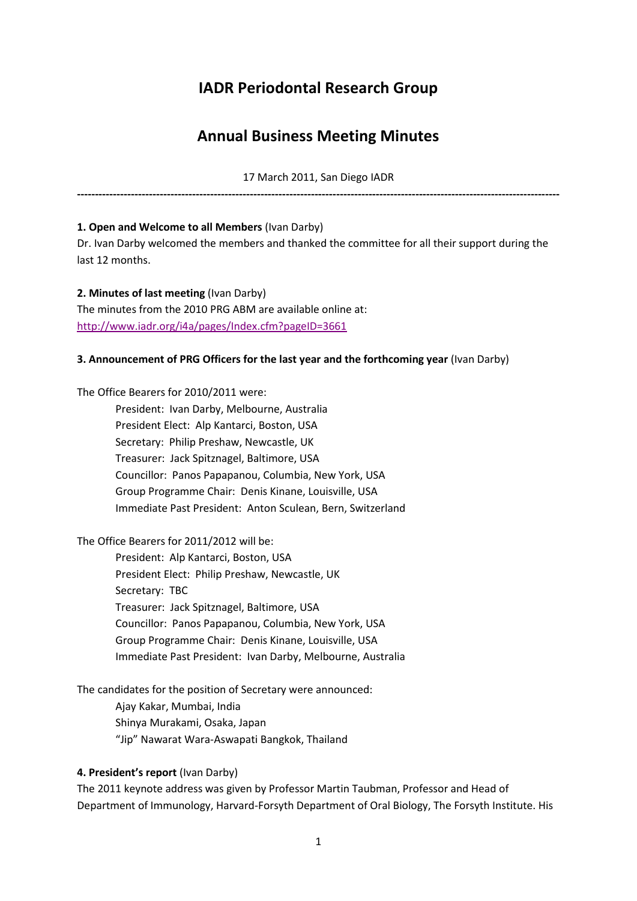# IADR Periodontal Research Group

# Annual Business Meeting Minutes

17 March 2011, San Diego IADR

---

**1. Open and Welcome to all Members** (Ivan Darby)

Dr. Ivan Darby welcomed the members and thanked the committee for all their support during the last 12 months.

**2. Minutes of last meeting** (Ivan Darby)

The minutes from the 2010 PRG ABM are available online at:
http://www.iadr.org/i4a/pages/Index.cfm?pageID=3661

**3. Announcement of PRG Officers for the last year and the forthcoming year** (Ivan Darby)

The Office Bearers for 2010/2011 were:

- President: Ivan Darby, Melbourne, Australia
- President Elect: Alp Kantarci, Boston, USA
- Secretary: Philip Preshaw, Newcastle, UK
- Treasurer: Jack Spitznagel, Baltimore, USA
- Councillor: Panos Papapanou, Columbia, New York, USA
- Group Programme Chair: Denis Kinane, Louisville, USA
- Immediate Past President: Anton Sculean, Bern, Switzerland

The Office Bearers for 2011/2012 will be:

- President: Alp Kantarci, Boston, USA
- President Elect: Philip Preshaw, Newcastle, UK
- Secretary: TBC
- Treasurer: Jack Spitznagel, Baltimore, USA
- Councillor: Panos Papapanou, Columbia, New York, USA
- Group Programme Chair: Denis Kinane, Louisville, USA
- Immediate Past President: Ivan Darby, Melbourne, Australia

The candidates for the position of Secretary were announced:

- Ajay Kakar, Mumbai, India
- Shinya Murakami, Osaka, Japan
- "Jip" Nawarat Wara-Aswapati Bangkok, Thailand

**4. President's report** (Ivan Darby)

The 2011 keynote address was given by Professor Martin Taubman, Professor and Head of Department of Immunology, Harvard-Forsyth Department of Oral Biology, The Forsyth Institute. His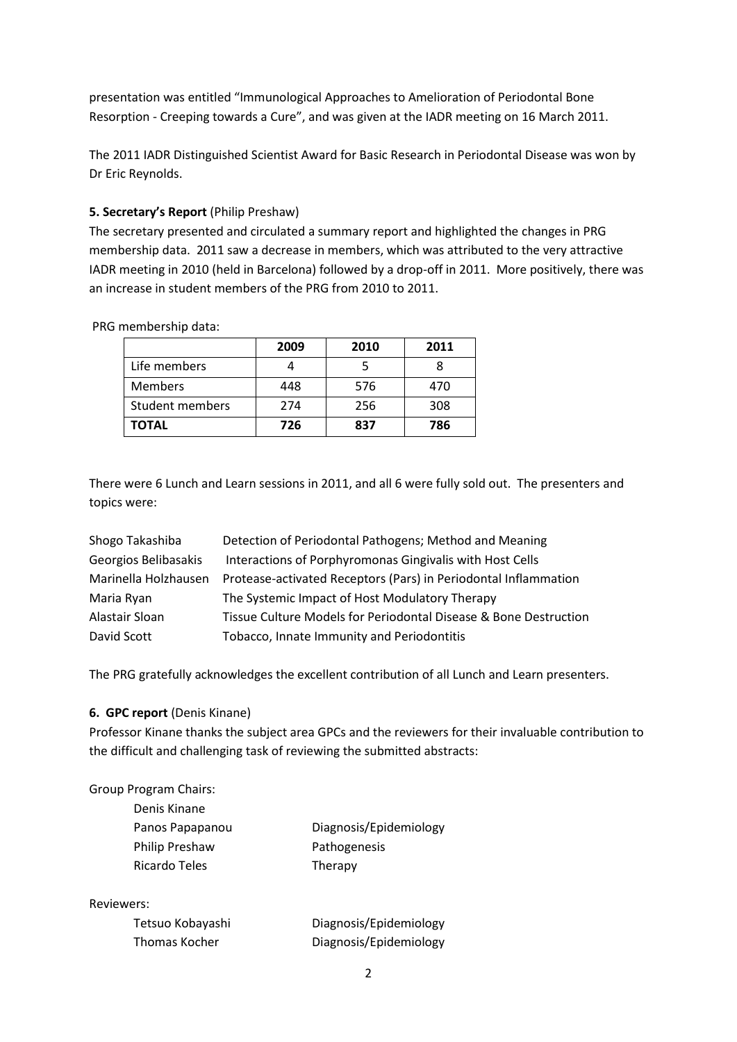presentation was entitled "Immunological Approaches to Amelioration of Periodontal Bone Resorption - Creeping towards a Cure", and was given at the IADR meeting on 16 March 2011.

The 2011 IADR Distinguished Scientist Award for Basic Research in Periodontal Disease was won by Dr Eric Reynolds.

**5. Secretary's Report** (Philip Preshaw)

The secretary presented and circulated a summary report and highlighted the changes in PRG membership data. 2011 saw a decrease in members, which was attributed to the very attractive IADR meeting in 2010 (held in Barcelona) followed by a drop-off in 2011. More positively, there was an increase in student members of the PRG from 2010 to 2011.

PRG membership data:

| | 2009 | 2010 | 2011 |
|---|---|---|---|
| Life members | 4 | 5 | 8 |
| Members | 448 | 576 | 470 |
| Student members | 274 | 256 | 308 |
| **TOTAL** | **726** | **837** | **786** |

There were 6 Lunch and Learn sessions in 2011, and all 6 were fully sold out. The presenters and topics were:

| | |
|---|---|
| Shogo Takashiba | Detection of Periodontal Pathogens; Method and Meaning |
| Georgios Belibasakis | Interactions of Porphyromonas Gingivalis with Host Cells |
| Marinella Holzhausen | Protease-activated Receptors (Pars) in Periodontal Inflammation |
| Maria Ryan | The Systemic Impact of Host Modulatory Therapy |
| Alastair Sloan | Tissue Culture Models for Periodontal Disease & Bone Destruction |
| David Scott | Tobacco, Innate Immunity and Periodontitis |

The PRG gratefully acknowledges the excellent contribution of all Lunch and Learn presenters.

**6. GPC report** (Denis Kinane)

Professor Kinane thanks the subject area GPCs and the reviewers for their invaluable contribution to the difficult and challenging task of reviewing the submitted abstracts:

Group Program Chairs:

| | |
|---|---|
| Denis Kinane | |
| Panos Papapanou | Diagnosis/Epidemiology |
| Philip Preshaw | Pathogenesis |
| Ricardo Teles | Therapy |

Reviewers:

| | |
|---|---|
| Tetsuo Kobayashi | Diagnosis/Epidemiology |
| Thomas Kocher | Diagnosis/Epidemiology |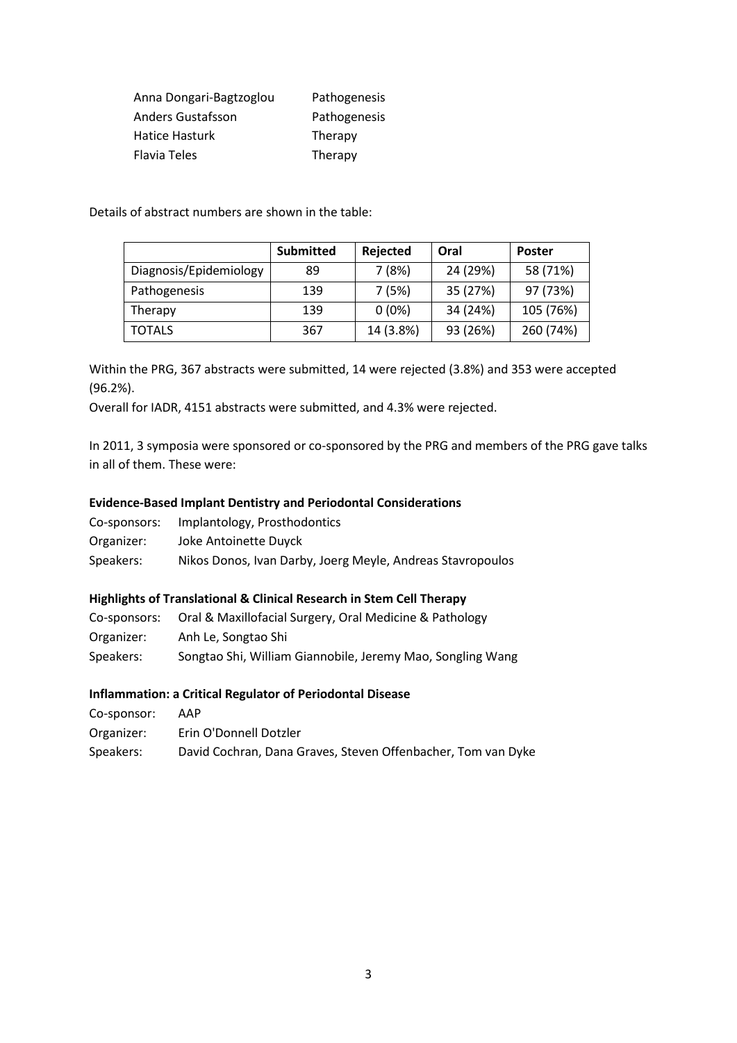| | |
|---|---|
| Anna Dongari-Bagtzoglou | Pathogenesis |
| Anders Gustafsson | Pathogenesis |
| Hatice Hasturk | Therapy |
| Flavia Teles | Therapy |

Details of abstract numbers are shown in the table:

| | Submitted | Rejected | Oral | Poster |
|---|---|---|---|---|
| Diagnosis/Epidemiology | 89 | 7 (8%) | 24 (29%) | 58 (71%) |
| Pathogenesis | 139 | 7 (5%) | 35 (27%) | 97 (73%) |
| Therapy | 139 | 0 (0%) | 34 (24%) | 105 (76%) |
| TOTALS | 367 | 14 (3.8%) | 93 (26%) | 260 (74%) |

Within the PRG, 367 abstracts were submitted, 14 were rejected (3.8%) and 353 were accepted (96.2%).

Overall for IADR, 4151 abstracts were submitted, and 4.3% were rejected.

In 2011, 3 symposia were sponsored or co-sponsored by the PRG and members of the PRG gave talks in all of them. These were:

**Evidence-Based Implant Dentistry and Periodontal Considerations**

Co-sponsors: Implantology, Prosthodontics
Organizer: Joke Antoinette Duyck
Speakers: Nikos Donos, Ivan Darby, Joerg Meyle, Andreas Stavropoulos

**Highlights of Translational & Clinical Research in Stem Cell Therapy**

Co-sponsors: Oral & Maxillofacial Surgery, Oral Medicine & Pathology
Organizer: Anh Le, Songtao Shi
Speakers: Songtao Shi, William Giannobile, Jeremy Mao, Songling Wang

**Inflammation: a Critical Regulator of Periodontal Disease**

Co-sponsor: AAP
Organizer: Erin O'Donnell Dotzler
Speakers: David Cochran, Dana Graves, Steven Offenbacher, Tom van Dyke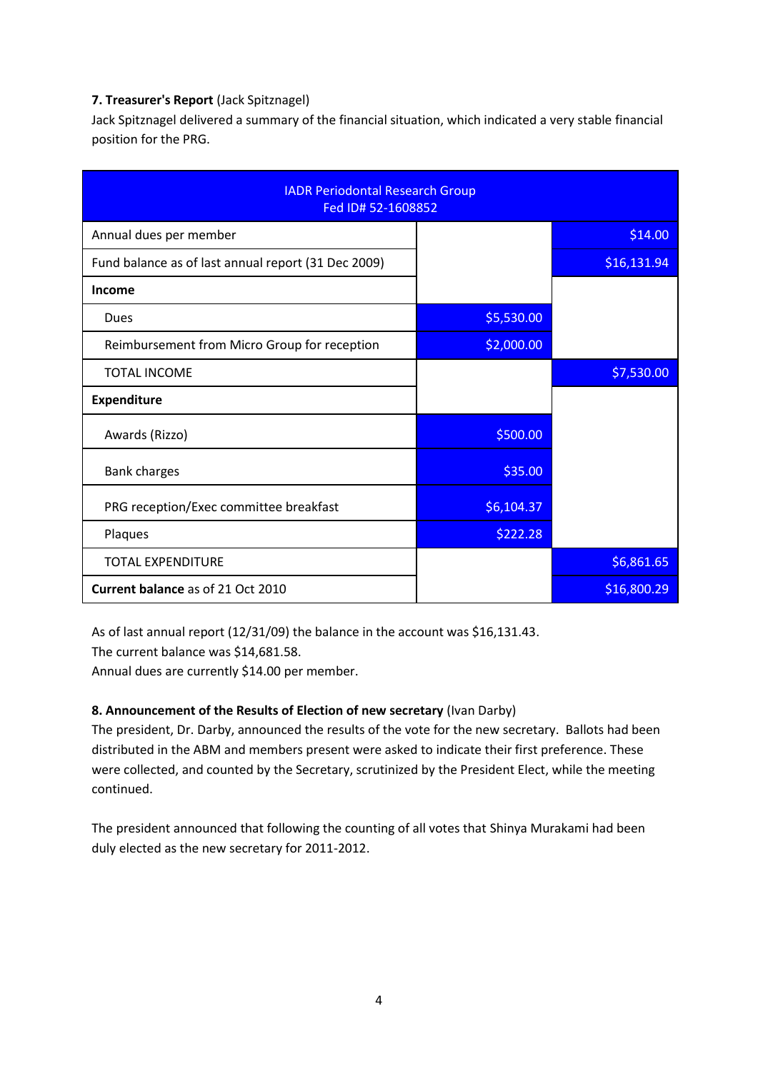**7. Treasurer's Report** (Jack Spitznagel)

Jack Spitznagel delivered a summary of the financial situation, which indicated a very stable financial position for the PRG.

| IADR Periodontal Research Group<br>Fed ID# 52-1608852 | | |
|---|---|---|
| Annual dues per member | | $14.00 |
| Fund balance as of last annual report (31 Dec 2009) | | $16,131.94 |
| **Income** | | |
| Dues | $5,530.00 | |
| Reimbursement from Micro Group for reception | $2,000.00 | |
| TOTAL INCOME | | $7,530.00 |
| **Expenditure** | | |
| Awards (Rizzo) | $500.00 | |
| Bank charges | $35.00 | |
| PRG reception/Exec committee breakfast | $6,104.37 | |
| Plaques | $222.28 | |
| TOTAL EXPENDITURE | | $6,861.65 |
| **Current balance** as of 21 Oct 2010 | | $16,800.29 |

As of last annual report (12/31/09) the balance in the account was $16,131.43.
The current balance was $14,681.58.
Annual dues are currently $14.00 per member.

**8. Announcement of the Results of Election of new secretary** (Ivan Darby)

The president, Dr. Darby, announced the results of the vote for the new secretary. Ballots had been distributed in the ABM and members present were asked to indicate their first preference. These were collected, and counted by the Secretary, scrutinized by the President Elect, while the meeting continued.

The president announced that following the counting of all votes that Shinya Murakami had been duly elected as the new secretary for 2011-2012.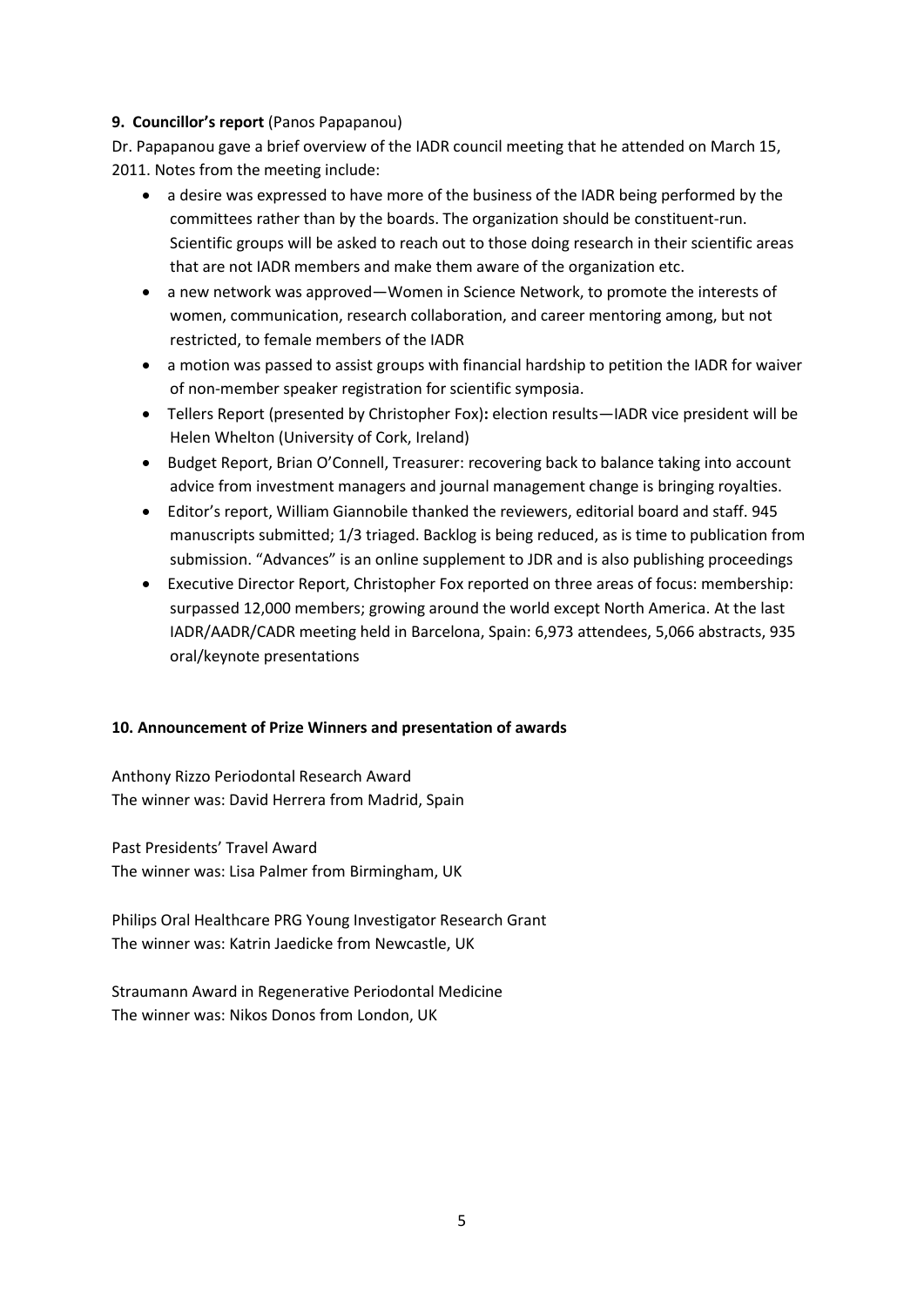**9. Councillor's report** (Panos Papapanou)

Dr. Papapanou gave a brief overview of the IADR council meeting that he attended on March 15, 2011. Notes from the meeting include:

- a desire was expressed to have more of the business of the IADR being performed by the committees rather than by the boards. The organization should be constituent-run. Scientific groups will be asked to reach out to those doing research in their scientific areas that are not IADR members and make them aware of the organization etc.
- a new network was approved—Women in Science Network, to promote the interests of women, communication, research collaboration, and career mentoring among, but not restricted, to female members of the IADR
- a motion was passed to assist groups with financial hardship to petition the IADR for waiver of non-member speaker registration for scientific symposia.
- Tellers Report (presented by Christopher Fox)**:** election results—IADR vice president will be Helen Whelton (University of Cork, Ireland)
- Budget Report, Brian O'Connell, Treasurer: recovering back to balance taking into account advice from investment managers and journal management change is bringing royalties.
- Editor's report, William Giannobile thanked the reviewers, editorial board and staff. 945 manuscripts submitted; 1/3 triaged. Backlog is being reduced, as is time to publication from submission. "Advances" is an online supplement to JDR and is also publishing proceedings
- Executive Director Report, Christopher Fox reported on three areas of focus: membership: surpassed 12,000 members; growing around the world except North America. At the last IADR/AADR/CADR meeting held in Barcelona, Spain: 6,973 attendees, 5,066 abstracts, 935 oral/keynote presentations

**10. Announcement of Prize Winners and presentation of awards**

Anthony Rizzo Periodontal Research Award
The winner was: David Herrera from Madrid, Spain

Past Presidents' Travel Award
The winner was: Lisa Palmer from Birmingham, UK

Philips Oral Healthcare PRG Young Investigator Research Grant
The winner was: Katrin Jaedicke from Newcastle, UK

Straumann Award in Regenerative Periodontal Medicine
The winner was: Nikos Donos from London, UK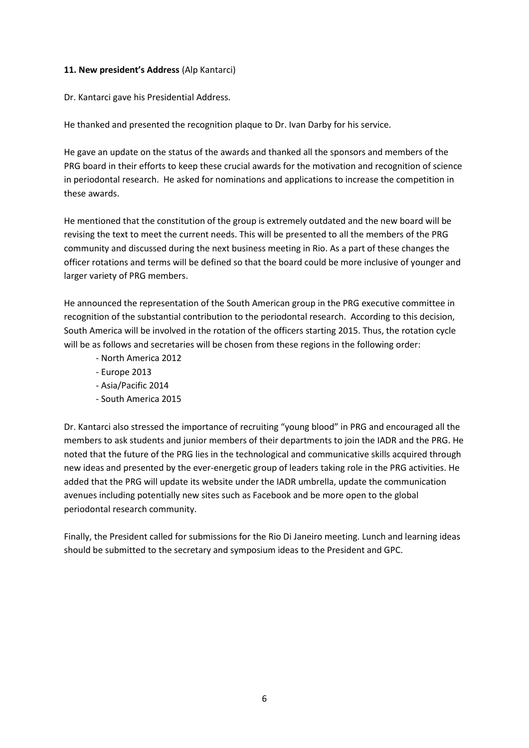**11. New president's Address** (Alp Kantarci)

Dr. Kantarci gave his Presidential Address.

He thanked and presented the recognition plaque to Dr. Ivan Darby for his service.

He gave an update on the status of the awards and thanked all the sponsors and members of the PRG board in their efforts to keep these crucial awards for the motivation and recognition of science in periodontal research. He asked for nominations and applications to increase the competition in these awards.

He mentioned that the constitution of the group is extremely outdated and the new board will be revising the text to meet the current needs. This will be presented to all the members of the PRG community and discussed during the next business meeting in Rio. As a part of these changes the officer rotations and terms will be defined so that the board could be more inclusive of younger and larger variety of PRG members.

He announced the representation of the South American group in the PRG executive committee in recognition of the substantial contribution to the periodontal research. According to this decision, South America will be involved in the rotation of the officers starting 2015. Thus, the rotation cycle will be as follows and secretaries will be chosen from these regions in the following order:

- North America 2012
- Europe 2013
- Asia/Pacific 2014
- South America 2015

Dr. Kantarci also stressed the importance of recruiting "young blood" in PRG and encouraged all the members to ask students and junior members of their departments to join the IADR and the PRG. He noted that the future of the PRG lies in the technological and communicative skills acquired through new ideas and presented by the ever-energetic group of leaders taking role in the PRG activities. He added that the PRG will update its website under the IADR umbrella, update the communication avenues including potentially new sites such as Facebook and be more open to the global periodontal research community.

Finally, the President called for submissions for the Rio Di Janeiro meeting. Lunch and learning ideas should be submitted to the secretary and symposium ideas to the President and GPC.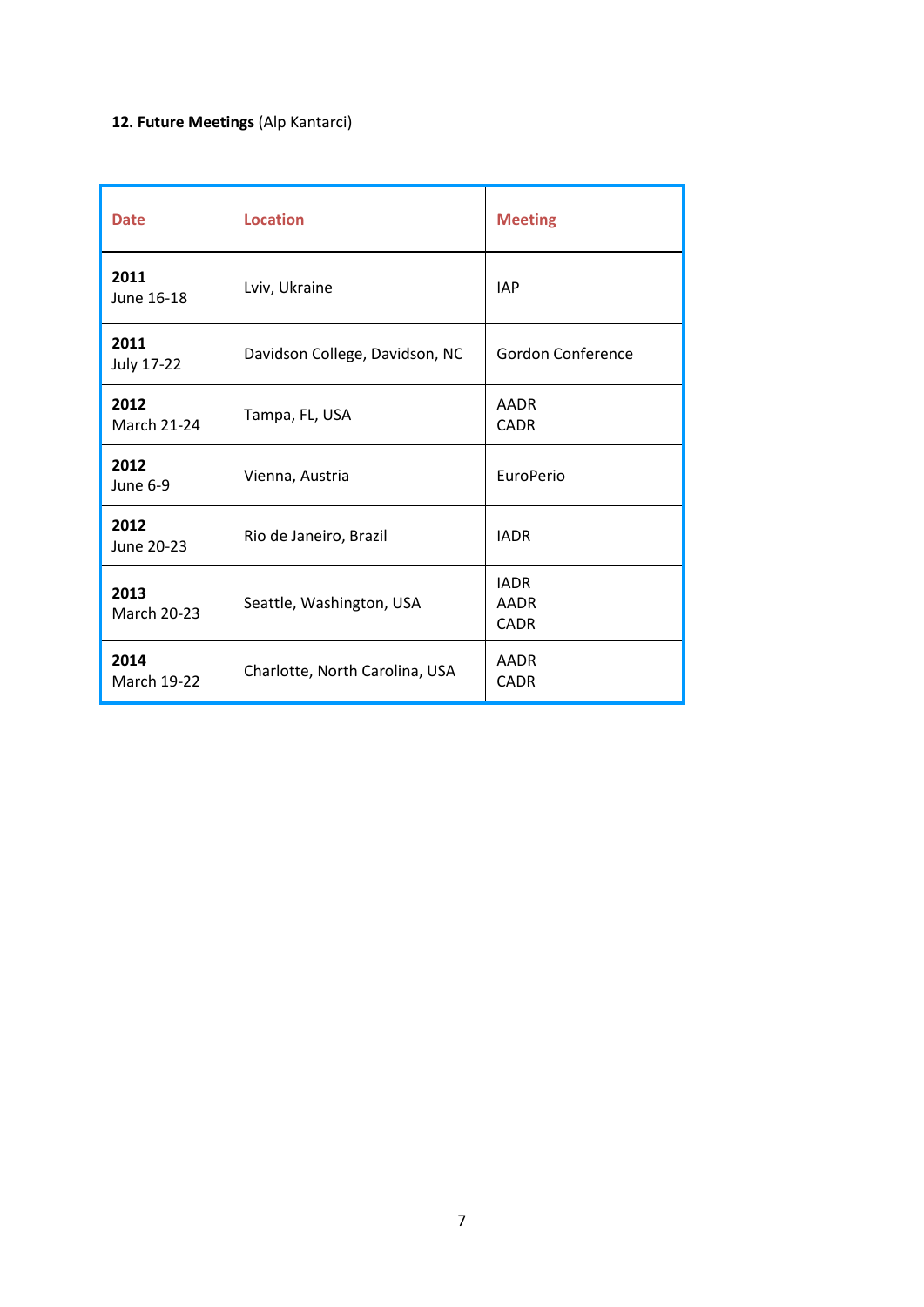**12. Future Meetings** (Alp Kantarci)

| Date | Location | Meeting |
|---|---|---|
| **2011** June 16-18 | Lviv, Ukraine | IAP |
| **2011** July 17-22 | Davidson College, Davidson, NC | Gordon Conference |
| **2012** March 21-24 | Tampa, FL, USA | AADR CADR |
| **2012** June 6-9 | Vienna, Austria | EuroPerio |
| **2012** June 20-23 | Rio de Janeiro, Brazil | IADR |
| **2013** March 20-23 | Seattle, Washington, USA | IADR AADR CADR |
| **2014** March 19-22 | Charlotte, North Carolina, USA | AADR CADR |